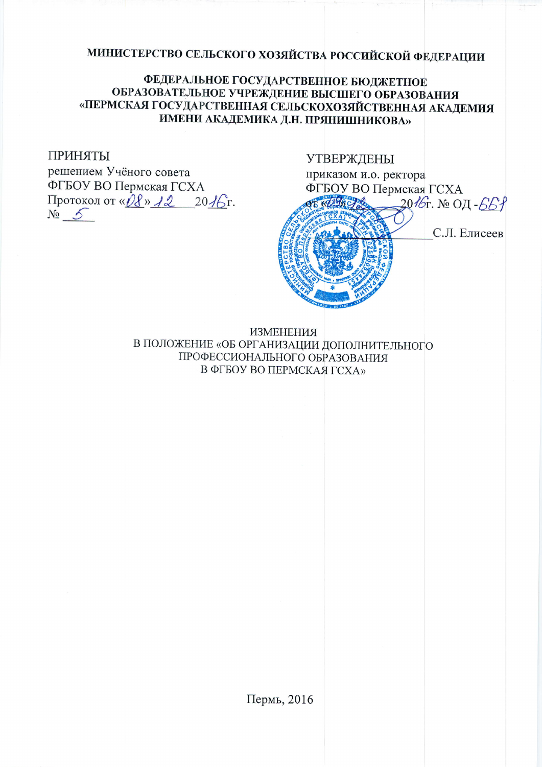**МИНИСТЕРСТВО СЕЛЬСКОГО ХОЗЯЙСТВА РОССИЙСКОЙ ФЕДЕРАЦИИ**

**ФЕДЕРАЛЬНОЕ ГОСУДАРСТВЕННОЕ БЮДЖЕТНОЕ ОБРАЗОВАТЕЛЬНОЕ УЧРЕЖДЕНИЕ ВЫСШЕГО ОБРАЗОВАНИЯ «ПЕРМСКАЯ ГОСУДАРСТВЕННАЯ СЕЛЬСКОХОЗЯЙСТВЕННАЯ АКАДЕМИЯ ИМЕНИ АКАДЕМИКА Д.Н. ПРЯНИШНИКОВА»**

ПРИНЯТЫ
решением Учёного совета
ФГБОУ ВО Пермская ГСХА
Протокол от «08» 12 2016г.
№ 5

УТВЕРЖДЕНЫ
приказом и.о. ректора
ФГБОУ ВО Пермская ГСХА
от «09» 12 2016г. № ОД - 661
_______________ С.Л. Елисеев

ИЗМЕНЕНИЯ
В ПОЛОЖЕНИЕ «ОБ ОРГАНИЗАЦИИ ДОПОЛНИТЕЛЬНОГО ПРОФЕССИОНАЛЬНОГО ОБРАЗОВАНИЯ
В ФГБОУ ВО ПЕРМСКАЯ ГСХА»

Пермь, 2016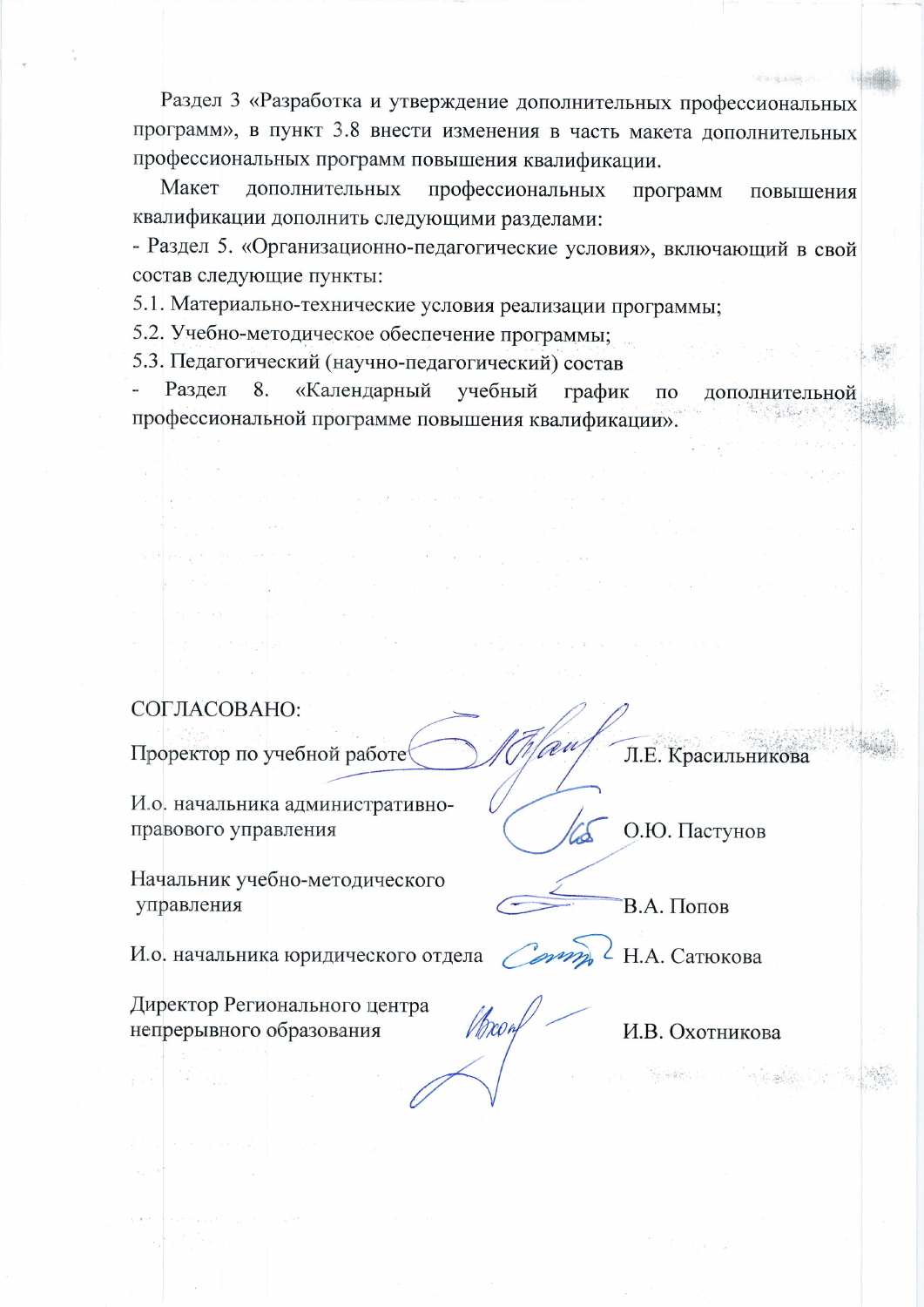Раздел 3 «Разработка и утверждение дополнительных профессиональных программ», в пункт 3.8 внести изменения в часть макета дополнительных профессиональных программ повышения квалификации.

Макет дополнительных профессиональных программ повышения квалификации дополнить следующими разделами:

- Раздел 5. «Организационно-педагогические условия», включающий в свой состав следующие пункты:

5.1. Материально-технические условия реализации программы;

5.2. Учебно-методическое обеспечение программы;

5.3. Педагогический (научно-педагогический) состав

- Раздел 8. «Календарный учебный график по дополнительной профессиональной программе повышения квалификации».

СОГЛАСОВАНО:

| | |
|---|---|
| Проректор по учебной работе | Л.Е. Красильникова |
| И.о. начальника административно-правового управления | О.Ю. Пастунов |
| Начальник учебно-методического управления | В.А. Попов |
| И.о. начальника юридического отдела | Н.А. Сатюкова |
| Директор Регионального центра непрерывного образования | И.В. Охотникова |